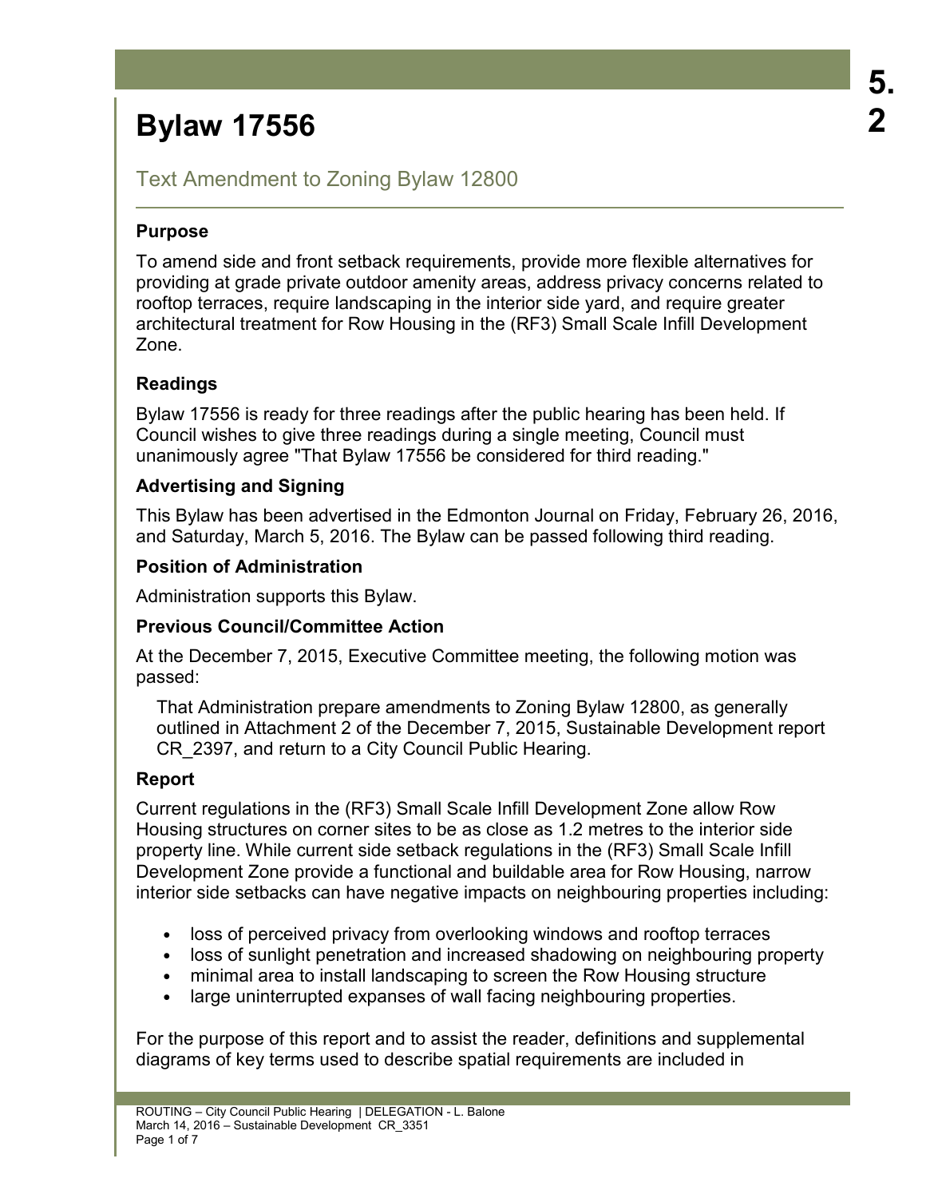# Bylaw 17556

## Text Amendment to Zoning Bylaw 12800

### Purpose

To amend side and front setback requirements, provide more flexible alternatives for providing at grade private outdoor amenity areas, address privacy concerns related to rooftop terraces, require landscaping in the interior side yard, and require greater architectural treatment for Row Housing in the (RF3) Small Scale Infill Development Zone.

### Readings

Bylaw 17556 is ready for three readings after the public hearing has been held. If Council wishes to give three readings during a single meeting, Council must unanimously agree "That Bylaw 17556 be considered for third reading."

### Advertising and Signing

This Bylaw has been advertised in the Edmonton Journal on Friday, February 26, 2016, and Saturday, March 5, 2016. The Bylaw can be passed following third reading.

### Position of Administration

Administration supports this Bylaw.

### Previous Council/Committee Action

At the December 7, 2015, Executive Committee meeting, the following motion was passed:

> That Administration prepare amendments to Zoning Bylaw 12800, as generally outlined in Attachment 2 of the December 7, 2015, Sustainable Development report CR_2397, and return to a City Council Public Hearing.

### Report

Current regulations in the (RF3) Small Scale Infill Development Zone allow Row Housing structures on corner sites to be as close as 1.2 metres to the interior side property line. While current side setback regulations in the (RF3) Small Scale Infill Development Zone provide a functional and buildable area for Row Housing, narrow interior side setbacks can have negative impacts on neighbouring properties including:

- loss of perceived privacy from overlooking windows and rooftop terraces
- loss of sunlight penetration and increased shadowing on neighbouring property
- minimal area to install landscaping to screen the Row Housing structure
- large uninterrupted expanses of wall facing neighbouring properties.

For the purpose of this report and to assist the reader, definitions and supplemental diagrams of key terms used to describe spatial requirements are included in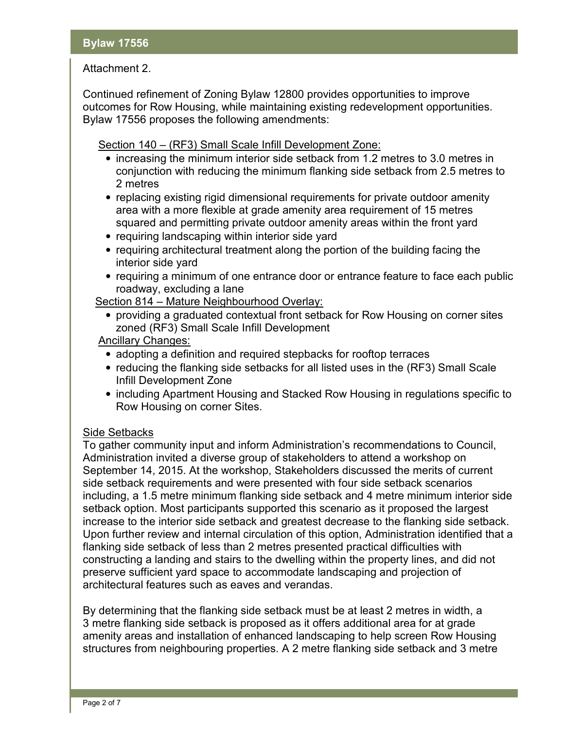Attachment 2.

Continued refinement of Zoning Bylaw 12800 provides opportunities to improve outcomes for Row Housing, while maintaining existing redevelopment opportunities. Bylaw 17556 proposes the following amendments:

Section 140 – (RF3) Small Scale Infill Development Zone:

- increasing the minimum interior side setback from 1.2 metres to 3.0 metres in conjunction with reducing the minimum flanking side setback from 2.5 metres to 2 metres
- replacing existing rigid dimensional requirements for private outdoor amenity area with a more flexible at grade amenity area requirement of 15 metres squared and permitting private outdoor amenity areas within the front yard
- requiring landscaping within interior side yard
- requiring architectural treatment along the portion of the building facing the interior side yard
- requiring a minimum of one entrance door or entrance feature to face each public roadway, excluding a lane

Section 814 – Mature Neighbourhood Overlay:

- providing a graduated contextual front setback for Row Housing on corner sites zoned (RF3) Small Scale Infill Development

Ancillary Changes:

- adopting a definition and required stepbacks for rooftop terraces
- reducing the flanking side setbacks for all listed uses in the (RF3) Small Scale Infill Development Zone
- including Apartment Housing and Stacked Row Housing in regulations specific to Row Housing on corner Sites.

Side Setbacks

To gather community input and inform Administration's recommendations to Council, Administration invited a diverse group of stakeholders to attend a workshop on September 14, 2015. At the workshop, Stakeholders discussed the merits of current side setback requirements and were presented with four side setback scenarios including, a 1.5 metre minimum flanking side setback and 4 metre minimum interior side setback option. Most participants supported this scenario as it proposed the largest increase to the interior side setback and greatest decrease to the flanking side setback. Upon further review and internal circulation of this option, Administration identified that a flanking side setback of less than 2 metres presented practical difficulties with constructing a landing and stairs to the dwelling within the property lines, and did not preserve sufficient yard space to accommodate landscaping and projection of architectural features such as eaves and verandas.

By determining that the flanking side setback must be at least 2 metres in width, a 3 metre flanking side setback is proposed as it offers additional area for at grade amenity areas and installation of enhanced landscaping to help screen Row Housing structures from neighbouring properties. A 2 metre flanking side setback and 3 metre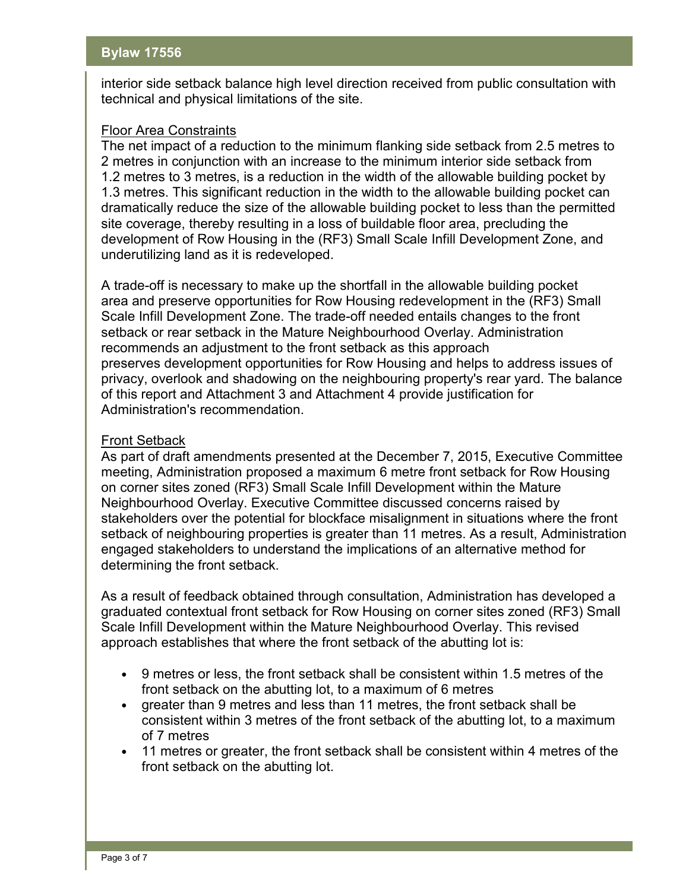interior side setback balance high level direction received from public consultation with technical and physical limitations of the site.

Floor Area Constraints

The net impact of a reduction to the minimum flanking side setback from 2.5 metres to 2 metres in conjunction with an increase to the minimum interior side setback from 1.2 metres to 3 metres, is a reduction in the width of the allowable building pocket by 1.3 metres. This significant reduction in the width to the allowable building pocket can dramatically reduce the size of the allowable building pocket to less than the permitted site coverage, thereby resulting in a loss of buildable floor area, precluding the development of Row Housing in the (RF3) Small Scale Infill Development Zone, and underutilizing land as it is redeveloped.

A trade-off is necessary to make up the shortfall in the allowable building pocket area and preserve opportunities for Row Housing redevelopment in the (RF3) Small Scale Infill Development Zone. The trade-off needed entails changes to the front setback or rear setback in the Mature Neighbourhood Overlay. Administration recommends an adjustment to the front setback as this approach preserves development opportunities for Row Housing and helps to address issues of privacy, overlook and shadowing on the neighbouring property's rear yard. The balance of this report and Attachment 3 and Attachment 4 provide justification for Administration's recommendation.

Front Setback

As part of draft amendments presented at the December 7, 2015, Executive Committee meeting, Administration proposed a maximum 6 metre front setback for Row Housing on corner sites zoned (RF3) Small Scale Infill Development within the Mature Neighbourhood Overlay. Executive Committee discussed concerns raised by stakeholders over the potential for blockface misalignment in situations where the front setback of neighbouring properties is greater than 11 metres. As a result, Administration engaged stakeholders to understand the implications of an alternative method for determining the front setback.

As a result of feedback obtained through consultation, Administration has developed a graduated contextual front setback for Row Housing on corner sites zoned (RF3) Small Scale Infill Development within the Mature Neighbourhood Overlay. This revised approach establishes that where the front setback of the abutting lot is:

- 9 metres or less, the front setback shall be consistent within 1.5 metres of the front setback on the abutting lot, to a maximum of 6 metres
- greater than 9 metres and less than 11 metres, the front setback shall be consistent within 3 metres of the front setback of the abutting lot, to a maximum of 7 metres
- 11 metres or greater, the front setback shall be consistent within 4 metres of the front setback on the abutting lot.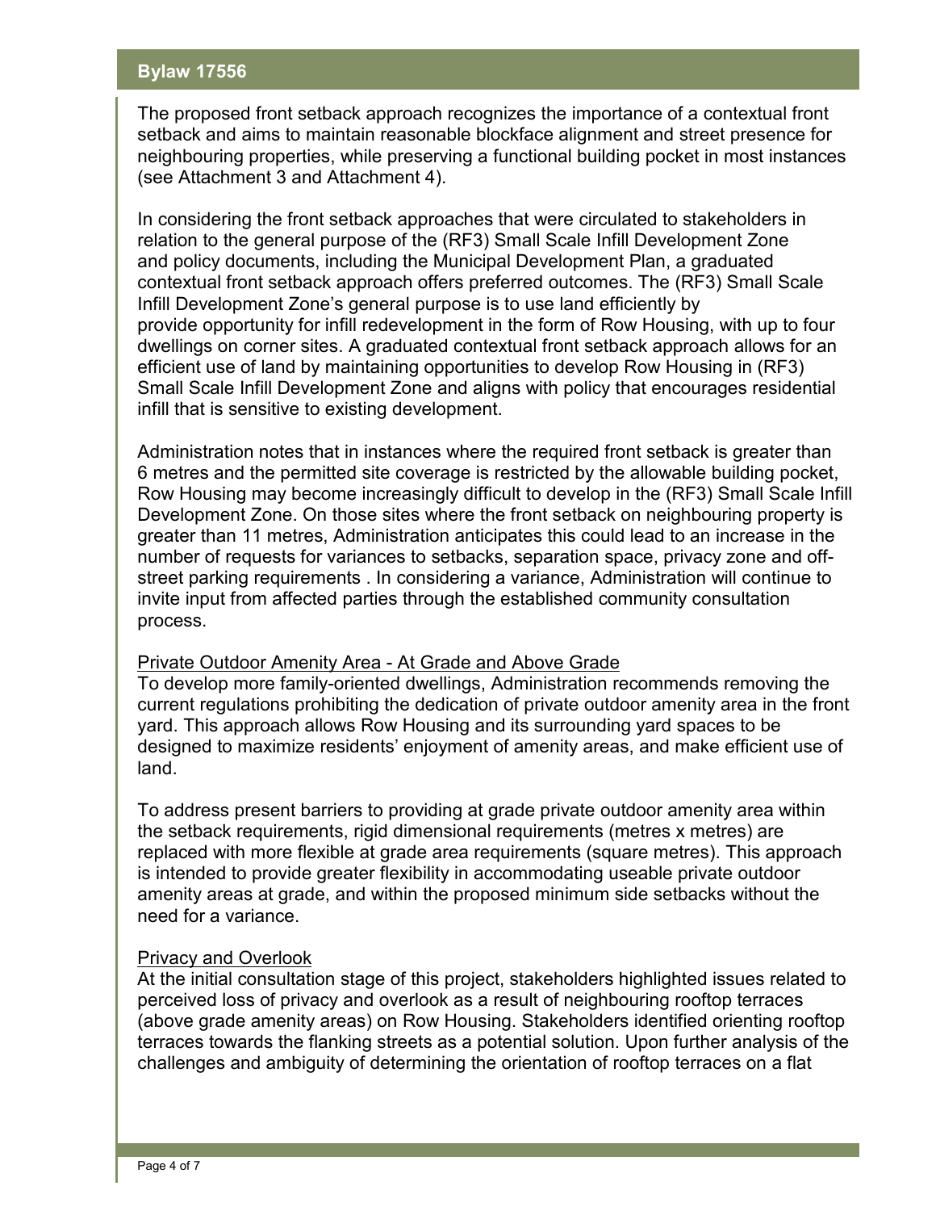The proposed front setback approach recognizes the importance of a contextual front setback and aims to maintain reasonable blockface alignment and street presence for neighbouring properties, while preserving a functional building pocket in most instances (see Attachment 3 and Attachment 4).

In considering the front setback approaches that were circulated to stakeholders in relation to the general purpose of the (RF3) Small Scale Infill Development Zone and policy documents, including the Municipal Development Plan, a graduated contextual front setback approach offers preferred outcomes. The (RF3) Small Scale Infill Development Zone's general purpose is to use land efficiently by provide opportunity for infill redevelopment in the form of Row Housing, with up to four dwellings on corner sites. A graduated contextual front setback approach allows for an efficient use of land by maintaining opportunities to develop Row Housing in (RF3) Small Scale Infill Development Zone and aligns with policy that encourages residential infill that is sensitive to existing development.

Administration notes that in instances where the required front setback is greater than 6 metres and the permitted site coverage is restricted by the allowable building pocket, Row Housing may become increasingly difficult to develop in the (RF3) Small Scale Infill Development Zone. On those sites where the front setback on neighbouring property is greater than 11 metres, Administration anticipates this could lead to an increase in the number of requests for variances to setbacks, separation space, privacy zone and off-street parking requirements . In considering a variance, Administration will continue to invite input from affected parties through the established community consultation process.

Private Outdoor Amenity Area - At Grade and Above Grade

To develop more family-oriented dwellings, Administration recommends removing the current regulations prohibiting the dedication of private outdoor amenity area in the front yard. This approach allows Row Housing and its surrounding yard spaces to be designed to maximize residents' enjoyment of amenity areas, and make efficient use of land.

To address present barriers to providing at grade private outdoor amenity area within the setback requirements, rigid dimensional requirements (metres x metres) are replaced with more flexible at grade area requirements (square metres). This approach is intended to provide greater flexibility in accommodating useable private outdoor amenity areas at grade, and within the proposed minimum side setbacks without the need for a variance.

Privacy and Overlook

At the initial consultation stage of this project, stakeholders highlighted issues related to perceived loss of privacy and overlook as a result of neighbouring rooftop terraces (above grade amenity areas) on Row Housing. Stakeholders identified orienting rooftop terraces towards the flanking streets as a potential solution. Upon further analysis of the challenges and ambiguity of determining the orientation of rooftop terraces on a flat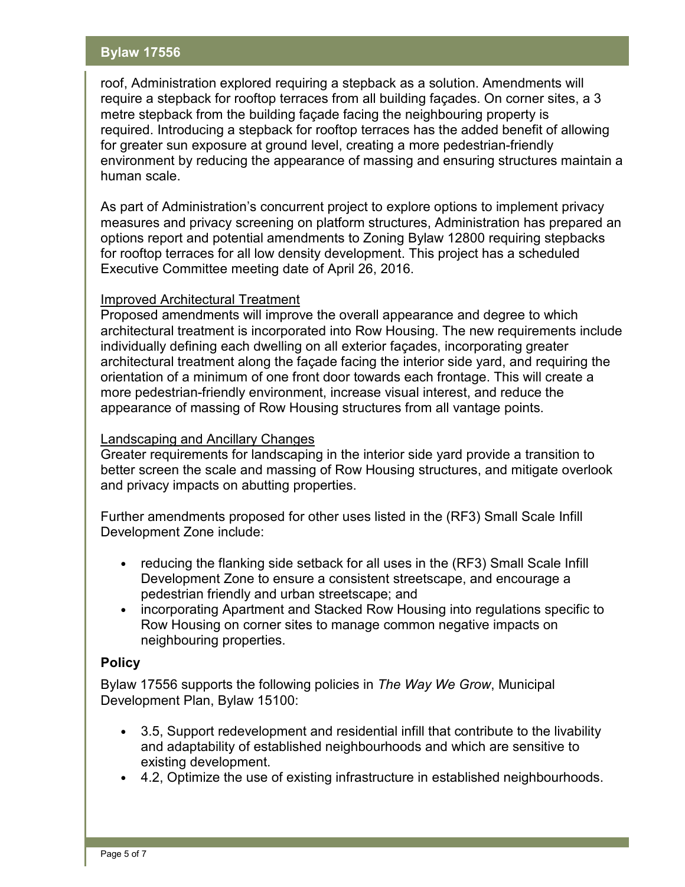roof, Administration explored requiring a stepback as a solution. Amendments will require a stepback for rooftop terraces from all building façades. On corner sites, a 3 metre stepback from the building façade facing the neighbouring property is required. Introducing a stepback for rooftop terraces has the added benefit of allowing for greater sun exposure at ground level, creating a more pedestrian-friendly environment by reducing the appearance of massing and ensuring structures maintain a human scale.

As part of Administration's concurrent project to explore options to implement privacy measures and privacy screening on platform structures, Administration has prepared an options report and potential amendments to Zoning Bylaw 12800 requiring stepbacks for rooftop terraces for all low density development. This project has a scheduled Executive Committee meeting date of April 26, 2016.

<u>Improved Architectural Treatment</u>
Proposed amendments will improve the overall appearance and degree to which architectural treatment is incorporated into Row Housing. The new requirements include individually defining each dwelling on all exterior façades, incorporating greater architectural treatment along the façade facing the interior side yard, and requiring the orientation of a minimum of one front door towards each frontage. This will create a more pedestrian-friendly environment, increase visual interest, and reduce the appearance of massing of Row Housing structures from all vantage points.

<u>Landscaping and Ancillary Changes</u>
Greater requirements for landscaping in the interior side yard provide a transition to better screen the scale and massing of Row Housing structures, and mitigate overlook and privacy impacts on abutting properties.

Further amendments proposed for other uses listed in the (RF3) Small Scale Infill Development Zone include:

- reducing the flanking side setback for all uses in the (RF3) Small Scale Infill Development Zone to ensure a consistent streetscape, and encourage a pedestrian friendly and urban streetscape; and
- incorporating Apartment and Stacked Row Housing into regulations specific to Row Housing on corner sites to manage common negative impacts on neighbouring properties.

### Policy

Bylaw 17556 supports the following policies in *The Way We Grow*, Municipal Development Plan, Bylaw 15100:

- 3.5, Support redevelopment and residential infill that contribute to the livability and adaptability of established neighbourhoods and which are sensitive to existing development.
- 4.2, Optimize the use of existing infrastructure in established neighbourhoods.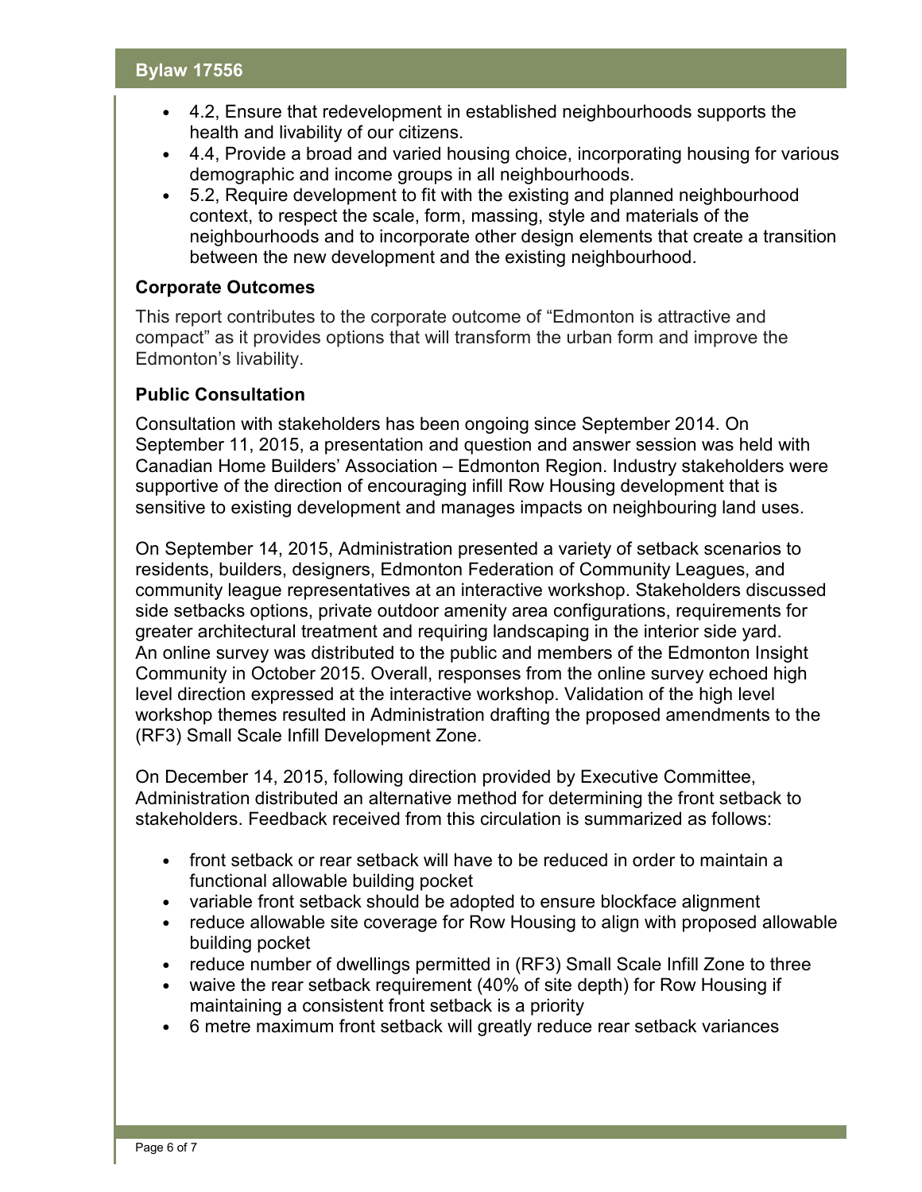- 4.2, Ensure that redevelopment in established neighbourhoods supports the health and livability of our citizens.
- 4.4, Provide a broad and varied housing choice, incorporating housing for various demographic and income groups in all neighbourhoods.
- 5.2, Require development to fit with the existing and planned neighbourhood context, to respect the scale, form, massing, style and materials of the neighbourhoods and to incorporate other design elements that create a transition between the new development and the existing neighbourhood.

### Corporate Outcomes

This report contributes to the corporate outcome of "Edmonton is attractive and compact" as it provides options that will transform the urban form and improve the Edmonton's livability.

### Public Consultation

Consultation with stakeholders has been ongoing since September 2014. On September 11, 2015, a presentation and question and answer session was held with Canadian Home Builders' Association – Edmonton Region. Industry stakeholders were supportive of the direction of encouraging infill Row Housing development that is sensitive to existing development and manages impacts on neighbouring land uses.

On September 14, 2015, Administration presented a variety of setback scenarios to residents, builders, designers, Edmonton Federation of Community Leagues, and community league representatives at an interactive workshop. Stakeholders discussed side setbacks options, private outdoor amenity area configurations, requirements for greater architectural treatment and requiring landscaping in the interior side yard. An online survey was distributed to the public and members of the Edmonton Insight Community in October 2015. Overall, responses from the online survey echoed high level direction expressed at the interactive workshop. Validation of the high level workshop themes resulted in Administration drafting the proposed amendments to the (RF3) Small Scale Infill Development Zone.

On December 14, 2015, following direction provided by Executive Committee, Administration distributed an alternative method for determining the front setback to stakeholders. Feedback received from this circulation is summarized as follows:

- front setback or rear setback will have to be reduced in order to maintain a functional allowable building pocket
- variable front setback should be adopted to ensure blockface alignment
- reduce allowable site coverage for Row Housing to align with proposed allowable building pocket
- reduce number of dwellings permitted in (RF3) Small Scale Infill Zone to three
- waive the rear setback requirement (40% of site depth) for Row Housing if maintaining a consistent front setback is a priority
- 6 metre maximum front setback will greatly reduce rear setback variances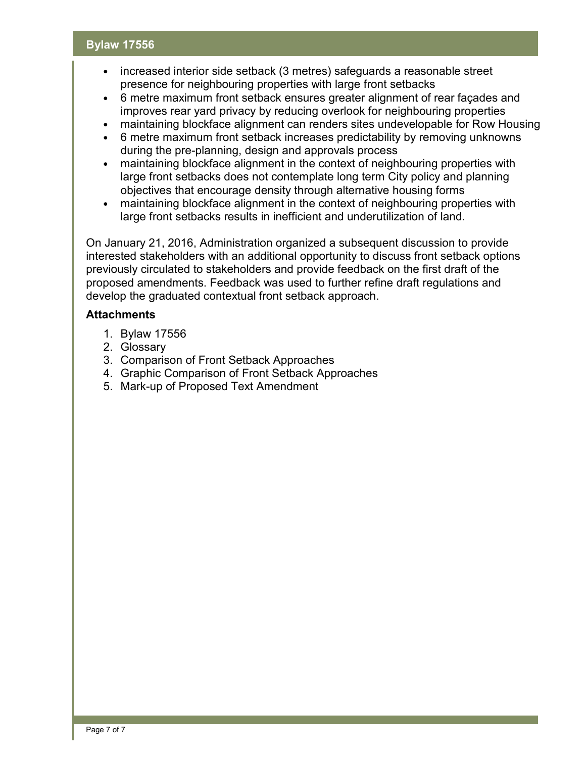- increased interior side setback (3 metres) safeguards a reasonable street presence for neighbouring properties with large front setbacks
- 6 metre maximum front setback ensures greater alignment of rear façades and improves rear yard privacy by reducing overlook for neighbouring properties
- maintaining blockface alignment can renders sites undevelopable for Row Housing
- 6 metre maximum front setback increases predictability by removing unknowns during the pre-planning, design and approvals process
- maintaining blockface alignment in the context of neighbouring properties with large front setbacks does not contemplate long term City policy and planning objectives that encourage density through alternative housing forms
- maintaining blockface alignment in the context of neighbouring properties with large front setbacks results in inefficient and underutilization of land.

On January 21, 2016, Administration organized a subsequent discussion to provide interested stakeholders with an additional opportunity to discuss front setback options previously circulated to stakeholders and provide feedback on the first draft of the proposed amendments. Feedback was used to further refine draft regulations and develop the graduated contextual front setback approach.

**Attachments**

1. Bylaw 17556
2. Glossary
3. Comparison of Front Setback Approaches
4. Graphic Comparison of Front Setback Approaches
5. Mark-up of Proposed Text Amendment